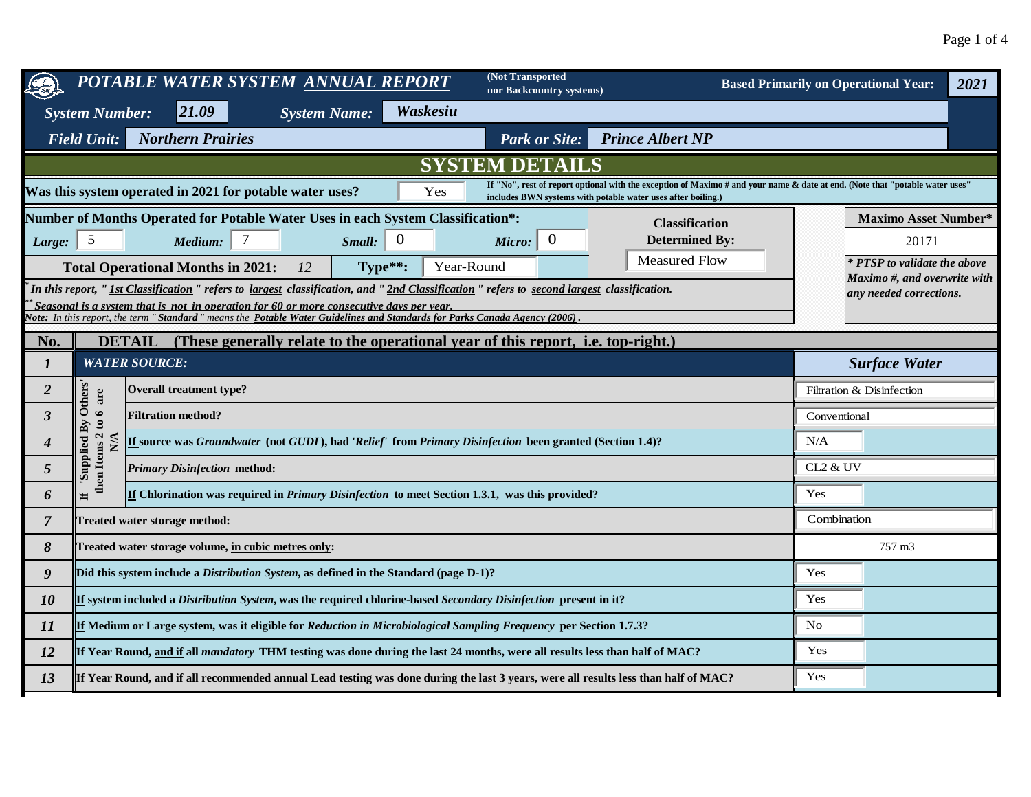# POTABLE WATER SYSTEM ANNUAL REPORT

(Not Transported nor Backcountry systems)

**Based Primarily on Operational Year:** 2021

**System Number:** 21.09 **System Name:** Waskesiu

**Field Unit:** Northern Prairies **Park or Site:** Prince Albert NP

## SYSTEM DETAILS

**Was this system operated in 2021 for potable water uses?** Yes

If "No", rest of report optional with the exception of Maximo # and your name & date at end. (Note that "potable water uses" includes BWN systems with potable water uses after boiling.)

**Number of Months Operated for Potable Water Uses in each System Classification*:**

| Large: | Medium: | Small: | Micro: |
|---|---|---|---|
| 5 | 7 | 0 | 0 |

**Total Operational Months in 2021:** 12 **Type**:** Year-Round

**Classification Determined By:** Measured Flow

**Maximo Asset Number*:** 20171

*** PTSP to validate the above Maximo #, and overwrite with any needed corrections.***

[*] *In this report, "1st Classification" refers to largest classification, and "2nd Classification" refers to second largest classification.*

[**] *Seasonal is a system that is not in operation for 60 or more consecutive days per year.*

*Note: In this report, the term "Standard" means the Potable Water Guidelines and Standards for Parks Canada Agency (2006).*

| No. | DETAIL (These generally relate to the operational year of this report, i.e. top-right.) | |
|---|---|---|
| 1 | **WATER SOURCE:** | **Surface Water** |
| 2 | (If 'Supplied By Others' then Items 2 to 6 are N/A) Overall treatment type? | Filtration & Disinfection |
| 3 | Filtration method? | Conventional |
| 4 | If source was *Groundwater* (not *GUDI*), had '*Relief*' from *Primary Disinfection* been granted (Section 1.4)? | N/A |
| 5 | *Primary Disinfection* method: | CL2 & UV |
| 6 | If Chlorination was required in *Primary Disinfection* to meet Section 1.3.1, was this provided? | Yes |
| 7 | Treated water storage method: | Combination |
| 8 | Treated water storage volume, in cubic metres only: | 757 m3 |
| 9 | Did this system include a *Distribution System*, as defined in the Standard (page D-1)? | Yes |
| 10 | If system included a *Distribution System*, was the required chlorine-based *Secondary Disinfection* present in it? | Yes |
| 11 | If Medium or Large system, was it eligible for *Reduction in Microbiological Sampling Frequency* per Section 1.7.3? | No |
| 12 | If Year Round, and if all *mandatory* THM testing was done during the last 24 months, were all results less than half of MAC? | Yes |
| 13 | If Year Round, and if all recommended annual Lead testing was done during the last 3 years, were all results less than half of MAC? | Yes |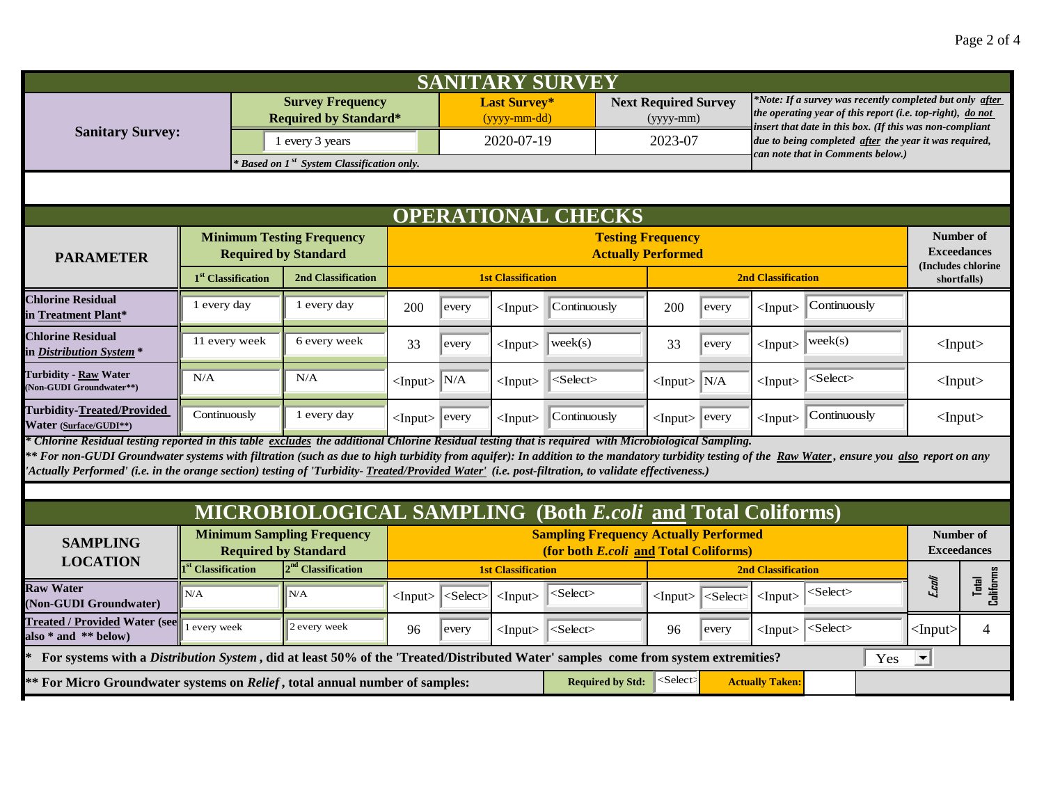## SANITARY SURVEY

| Sanitary Survey: | Survey Frequency Required by Standard* | Last Survey* (yyyy-mm-dd) | Next Required Survey (yyyy-mm) |
|---|---|---|---|
| | 1 every 3 years | 2020-07-19 | 2023-07 |
| | * Based on 1st System Classification only. | | |

*Note: If a survey was recently completed but only **after** the operating year of this report (i.e. top-right), **do not** insert that date in this box. (If this was non-compliant due to being completed **after** the year it was required, can note that in Comments below.)*

## OPERATIONAL CHECKS

| PARAMETER | Minimum Testing Frequency Required by Standard | | Testing Frequency Actually Performed | | | | | | | | Number of Exceedances (Includes chlorine shortfalls) |
|---|---|---|---|---|---|---|---|---|---|---|---|
| | 1st Classification | 2nd Classification | 1st Classification | | | | 2nd Classification | | | | |
| Chlorine Residual in Treatment Plant* | 1 every day | 1 every day | 200 | every | <Input> | Continuously | 200 | every | <Input> | Continuously | |
| Chlorine Residual in *Distribution System* * | 11 every week | 6 every week | 33 | every | <Input> | week(s) | 33 | every | <Input> | week(s) | <Input> |
| Turbidity - Raw Water (Non-GUDI Groundwater**) | N/A | N/A | <Input> | N/A | <Input> | <Select> | <Input> | N/A | <Input> | <Select> | <Input> |
| Turbidity-Treated/Provided Water (Surface/GUDI**) | Continuously | 1 every day | <Input> | every | <Input> | Continuously | <Input> | every | <Input> | Continuously | <Input> |

*\* Chlorine Residual testing reported in this table **excludes** the additional Chlorine Residual testing that is required with Microbiological Sampling.*

*\*\* For non-GUDI Groundwater systems with filtration (such as due to high turbidity from aquifer): In addition to the mandatory turbidity testing of the **Raw Water**, ensure you **also** report on any 'Actually Performed' (i.e. in the orange section) testing of 'Turbidity- **Treated/Provided Water**' (i.e. post-filtration, to validate effectiveness.)*

## MICROBIOLOGICAL SAMPLING (Both *E.coli* and Total Coliforms)

| SAMPLING LOCATION | Minimum Sampling Frequency Required by Standard | | Sampling Frequency Actually Performed (for both *E.coli* and Total Coliforms) | | | | | | | | Number of Exceedances | |
|---|---|---|---|---|---|---|---|---|---|---|---|---|
| | 1st Classification | 2nd Classification | 1st Classification | | | | 2nd Classification | | | | *E.coli* | Total Coliforms |
| Raw Water (Non-GUDI Groundwater) | N/A | N/A | <Input> | <Select> | <Input> | <Select> | <Input> | <Select> | <Input> | <Select> | | |
| Treated / Provided Water (see also * and ** below) | 1 every week | 2 every week | 96 | every | <Input> | <Select> | 96 | every | <Input> | <Select> | <Input> | 4 |

\* For systems with a *Distribution System*, did at least 50% of the 'Treated/Distributed Water' samples come from system extremities? **Yes**

\*\* For Micro Groundwater systems on *Relief*, total annual number of samples: Required by Std: <Select> Actually Taken: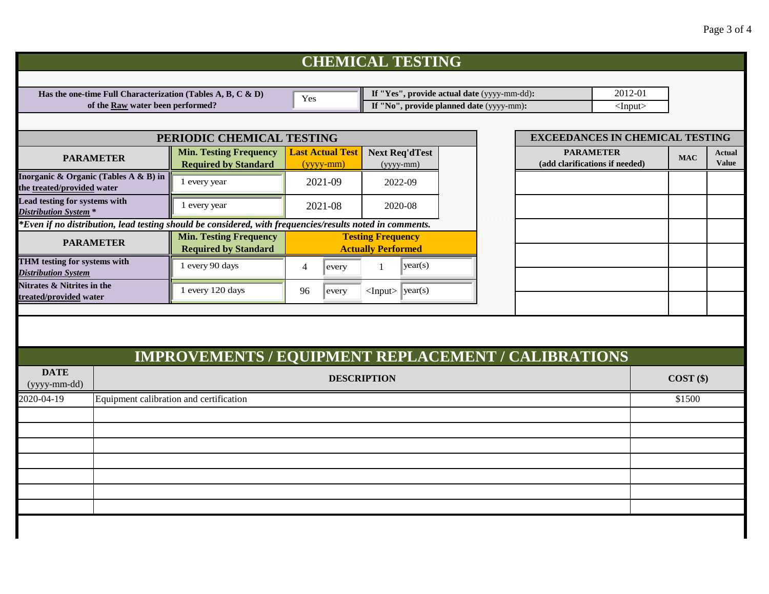# CHEMICAL TESTING

| | | | |
|---|---|---|---|
| **Has the one-time Full Characterization (Tables A, B, C & D) of the Raw water been performed?** | Yes | **If "Yes", provide actual date** (yyyy-mm-dd)**:** | 2012-01 |
| | | **If "No", provide planned date** (yyyy-mm)**:** | <Input> |

## PERIODIC CHEMICAL TESTING

| PARAMETER | Min. Testing Frequency Required by Standard | Last Actual Test (yyyy-mm) | Next Req'dTest (yyyy-mm) |
|---|---|---|---|
| Inorganic & Organic (Tables A & B) in the treated/provided water | 1 every year | 2021-09 | 2022-09 |
| Lead testing for systems with *Distribution System* * | 1 every year | 2021-08 | 2020-08 |

****Even if no distribution, lead testing should be considered, with frequencies/results noted in comments.***

| PARAMETER | Min. Testing Frequency Required by Standard | Testing Frequency Actually Performed | | | |
|---|---|---|---|---|---|
| THM testing for systems with *Distribution System* | 1 every 90 days | 4 | every | 1 | year(s) |
| Nitrates & Nitrites in the treated/provided water | 1 every 120 days | 96 | every | <Input> | year(s) |

## EXCEEDANCES IN CHEMICAL TESTING

| PARAMETER (add clarifications if needed) | MAC | Actual Value |
|---|---|---|
| | | |
| | | |
| | | |
| | | |
| | | |
| | | |

# IMPROVEMENTS / EQUIPMENT REPLACEMENT / CALIBRATIONS

| DATE (yyyy-mm-dd) | DESCRIPTION | COST ($) |
|---|---|---|
| 2020-04-19 | Equipment calibration and certification | $1500 |
| | | |
| | | |
| | | |
| | | |
| | | |
| | | |
| | | |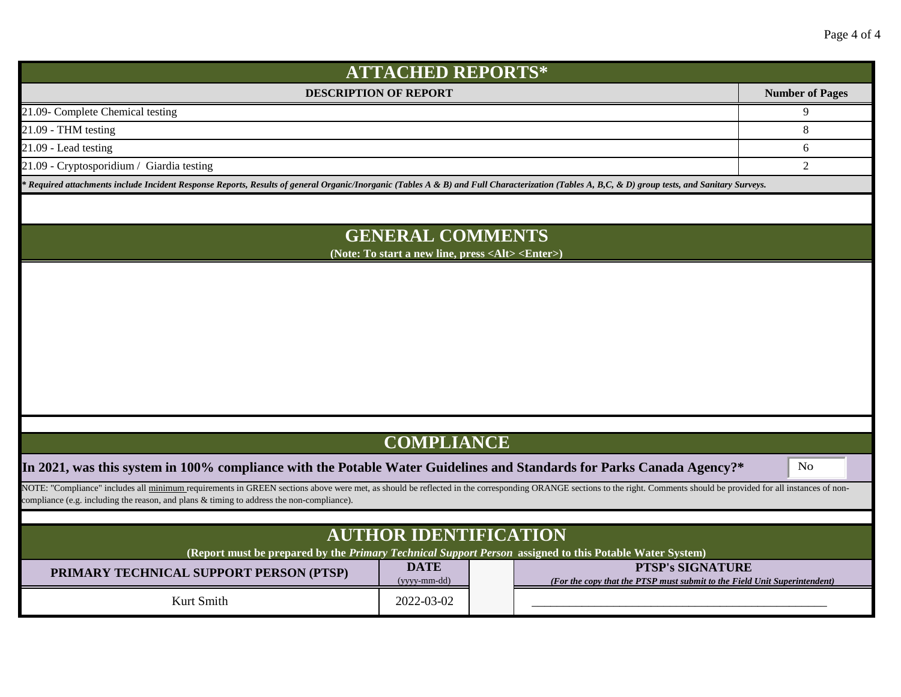## ATTACHED REPORTS*

| DESCRIPTION OF REPORT | Number of Pages |
|---|---|
| 21.09- Complete Chemical testing | 9 |
| 21.09 - THM testing | 8 |
| 21.09 - Lead testing | 6 |
| 21.09 - Cryptosporidium / Giardia testing | 2 |

*** Required attachments include Incident Response Reports, Results of general Organic/Inorganic (Tables A & B) and Full Characterization (Tables A, B,C, & D) group tests, and Sanitary Surveys.***

## GENERAL COMMENTS

**(Note: To start a new line, press <Alt> <Enter>)**

## COMPLIANCE

**In 2021, was this system in 100% compliance with the Potable Water Guidelines and Standards for Parks Canada Agency?*** No

NOTE: "Compliance" includes all minimum requirements in GREEN sections above were met, as should be reflected in the corresponding ORANGE sections to the right. Comments should be provided for all instances of non-compliance (e.g. including the reason, and plans & timing to address the non-compliance).

## AUTHOR IDENTIFICATION

**(Report must be prepared by the *Primary Technical Support Person* assigned to this Potable Water System)**

| PRIMARY TECHNICAL SUPPORT PERSON (PTSP) | DATE (yyyy-mm-dd) | | PTSP's SIGNATURE *(For the copy that the PTSP must submit to the Field Unit Superintendent)* |
|---|---|---|---|
| Kurt Smith | 2022-03-02 | | ___________________________________________ |